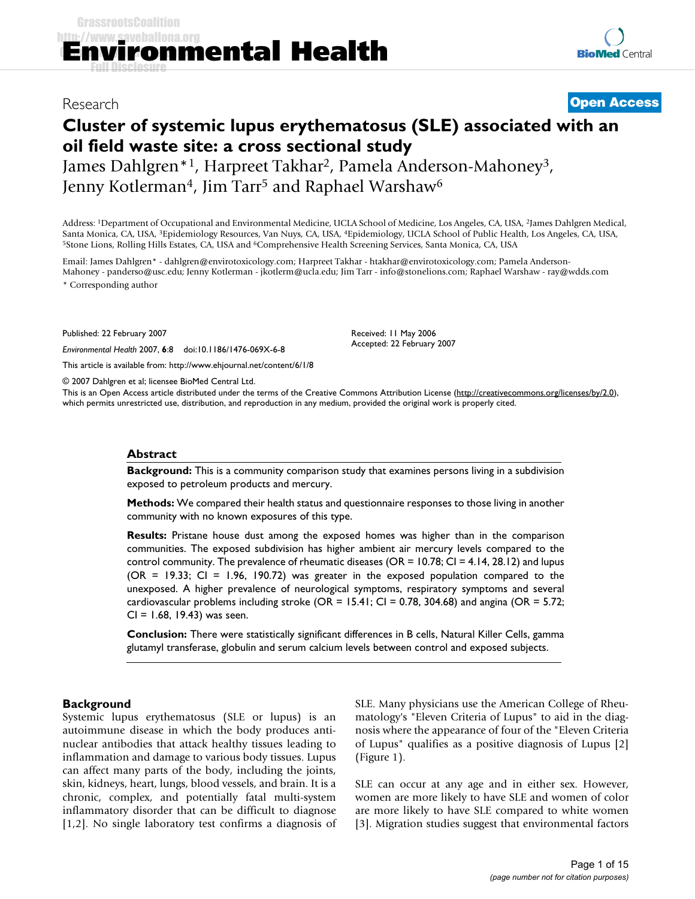Research

**Open Access**

# Cluster of systemic lupus erythematosus (SLE) associated with an oil field waste site: a cross sectional study

James Dahlgren*[1], Harpreet Takhar[2], Pamela Anderson-Mahoney[3], Jenny Kotlerman[4], Jim Tarr[5] and Raphael Warshaw[6]

Address: [1]Department of Occupational and Environmental Medicine, UCLA School of Medicine, Los Angeles, CA, USA, [2]James Dahlgren Medical, Santa Monica, CA, USA, [3]Epidemiology Resources, Van Nuys, CA, USA, [4]Epidemiology, UCLA School of Public Health, Los Angeles, CA, USA, [5]Stone Lions, Rolling Hills Estates, CA, USA and [6]Comprehensive Health Screening Services, Santa Monica, CA, USA

Email: James Dahlgren* - dahlgren@envirotoxicology.com; Harpreet Takhar - htakhar@envirotoxicology.com; Pamela Anderson-Mahoney - panderso@usc.edu; Jenny Kotlerman - jkotlerm@ucla.edu; Jim Tarr - info@stonelions.com; Raphael Warshaw - ray@wdds.com

* Corresponding author

Published: 22 February 2007

*Environmental Health* 2007, **6**:8 doi:10.1186/1476-069X-6-8

Received: 11 May 2006
Accepted: 22 February 2007

This article is available from: http://www.ehjournal.net/content/6/1/8

© 2007 Dahlgren et al; licensee BioMed Central Ltd.

This is an Open Access article distributed under the terms of the Creative Commons Attribution License (http://creativecommons.org/licenses/by/2.0), which permits unrestricted use, distribution, and reproduction in any medium, provided the original work is properly cited.

## Abstract

**Background:** This is a community comparison study that examines persons living in a subdivision exposed to petroleum products and mercury.

**Methods:** We compared their health status and questionnaire responses to those living in another community with no known exposures of this type.

**Results:** Pristane house dust among the exposed homes was higher than in the comparison communities. The exposed subdivision has higher ambient air mercury levels compared to the control community. The prevalence of rheumatic diseases (OR = 10.78; CI = 4.14, 28.12) and lupus (OR = 19.33; CI = 1.96, 190.72) was greater in the exposed population compared to the unexposed. A higher prevalence of neurological symptoms, respiratory symptoms and several cardiovascular problems including stroke (OR = 15.41; CI = 0.78, 304.68) and angina (OR = 5.72; CI = 1.68, 19.43) was seen.

**Conclusion:** There were statistically significant differences in B cells, Natural Killer Cells, gamma glutamyl transferase, globulin and serum calcium levels between control and exposed subjects.

## Background

Systemic lupus erythematosus (SLE or lupus) is an autoimmune disease in which the body produces anti-nuclear antibodies that attack healthy tissues leading to inflammation and damage to various body tissues. Lupus can affect many parts of the body, including the joints, skin, kidneys, heart, lungs, blood vessels, and brain. It is a chronic, complex, and potentially fatal multi-system inflammatory disorder that can be difficult to diagnose [1,2]. No single laboratory test confirms a diagnosis of SLE. Many physicians use the American College of Rheumatology's "Eleven Criteria of Lupus" to aid in the diagnosis where the appearance of four of the "Eleven Criteria of Lupus" qualifies as a positive diagnosis of Lupus [2] (Figure 1).

SLE can occur at any age and in either sex. However, women are more likely to have SLE and women of color are more likely to have SLE compared to white women [3]. Migration studies suggest that environmental factors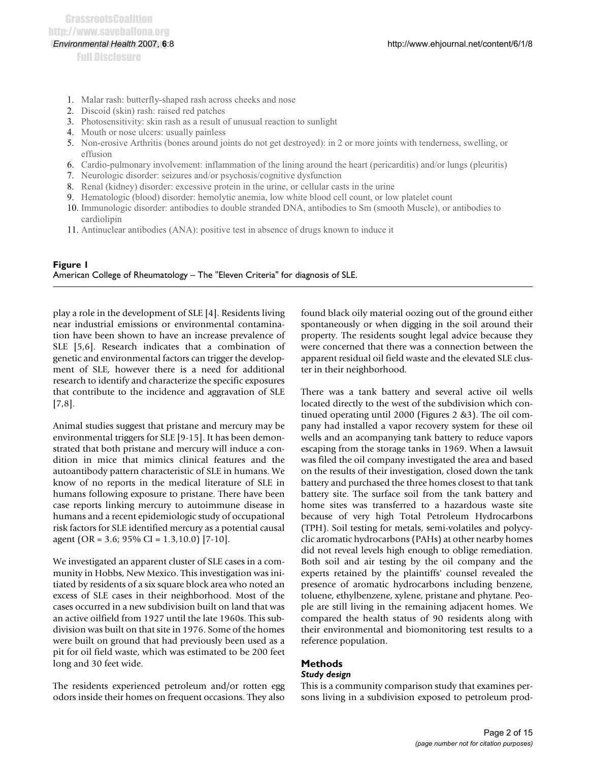1. Malar rash: butterfly-shaped rash across cheeks and nose
2. Discoid (skin) rash: raised red patches
3. Photosensitivity: skin rash as a result of unusual reaction to sunlight
4. Mouth or nose ulcers: usually painless
5. Non-erosive Arthritis (bones around joints do not get destroyed): in 2 or more joints with tenderness, swelling, or effusion
6. Cardio-pulmonary involvement: inflammation of the lining around the heart (pericarditis) and/or lungs (pleuritis)
7. Neurologic disorder: seizures and/or psychosis/cognitive dysfunction
8. Renal (kidney) disorder: excessive protein in the urine, or cellular casts in the urine
9. Hematologic (blood) disorder: hemolytic anemia, low white blood cell count, or low platelet count
10. Immunologic disorder: antibodies to double stranded DNA, antibodies to Sm (smooth Muscle), or antibodies to cardiolipin
11. Antinuclear antibodies (ANA): positive test in absence of drugs known to induce it

**Figure 1**
American College of Rheumatology – The "Eleven Criteria" for diagnosis of SLE.

play a role in the development of SLE [4]. Residents living near industrial emissions or environmental contamination have been shown to have an increase prevalence of SLE [5,6]. Research indicates that a combination of genetic and environmental factors can trigger the development of SLE, however there is a need for additional research to identify and characterize the specific exposures that contribute to the incidence and aggravation of SLE [7,8].

Animal studies suggest that pristane and mercury may be environmental triggers for SLE [9-15]. It has been demonstrated that both pristane and mercury will induce a condition in mice that mimics clinical features and the autoantibody pattern characteristic of SLE in humans. We know of no reports in the medical literature of SLE in humans following exposure to pristane. There have been case reports linking mercury to autoimmune disease in humans and a recent epidemiologic study of occupational risk factors for SLE identified mercury as a potential causal agent (OR = 3.6; 95% CI = 1.3,10.0) [7-10].

We investigated an apparent cluster of SLE cases in a community in Hobbs, New Mexico. This investigation was initiated by residents of a six square block area who noted an excess of SLE cases in their neighborhood. Most of the cases occurred in a new subdivision built on land that was an active oilfield from 1927 until the late 1960s. This subdivision was built on that site in 1976. Some of the homes were built on ground that had previously been used as a pit for oil field waste, which was estimated to be 200 feet long and 30 feet wide.

The residents experienced petroleum and/or rotten egg odors inside their homes on frequent occasions. They also found black oily material oozing out of the ground either spontaneously or when digging in the soil around their property. The residents sought legal advice because they were concerned that there was a connection between the apparent residual oil field waste and the elevated SLE cluster in their neighborhood.

There was a tank battery and several active oil wells located directly to the west of the subdivision which continued operating until 2000 (Figures 2 &3). The oil company had installed a vapor recovery system for these oil wells and an acompanying tank battery to reduce vapors escaping from the storage tanks in 1969. When a lawsuit was filed the oil company investigated the area and based on the results of their investigation, closed down the tank battery and purchased the three homes closest to that tank battery site. The surface soil from the tank battery and home sites was transferred to a hazardous waste site because of very high Total Petroleum Hydrocarbons (TPH). Soil testing for metals, semi-volatiles and polycyclic aromatic hydrocarbons (PAHs) at other nearby homes did not reveal levels high enough to oblige remediation. Both soil and air testing by the oil company and the experts retained by the plaintiffs' counsel revealed the presence of aromatic hydrocarbons including benzene, toluene, ethylbenzene, xylene, pristane and phytane. People are still living in the remaining adjacent homes. We compared the health status of 90 residents along with their environmental and biomonitoring test results to a reference population.

## Methods

### *Study design*

This is a community comparison study that examines persons living in a subdivision exposed to petroleum prod-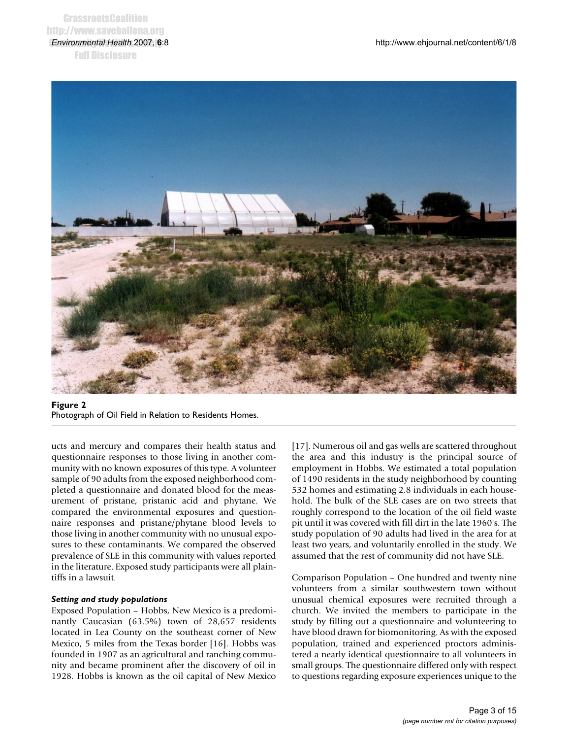**Figure 2**
Photograph of Oil Field in Relation to Residents Homes.

ucts and mercury and compares their health status and questionnaire responses to those living in another community with no known exposures of this type. A volunteer sample of 90 adults from the exposed neighborhood completed a questionnaire and donated blood for the measurement of pristane, pristanic acid and phytane. We compared the environmental exposures and questionnaire responses and pristane/phytane blood levels to those living in another community with no unusual exposures to these contaminants. We compared the observed prevalence of SLE in this community with values reported in the literature. Exposed study participants were all plaintiffs in a lawsuit.

### *Setting and study populations*

Exposed Population – Hobbs, New Mexico is a predominantly Caucasian (63.5%) town of 28,657 residents located in Lea County on the southeast corner of New Mexico, 5 miles from the Texas border [16]. Hobbs was founded in 1907 as an agricultural and ranching community and became prominent after the discovery of oil in 1928. Hobbs is known as the oil capital of New Mexico [17]. Numerous oil and gas wells are scattered throughout the area and this industry is the principal source of employment in Hobbs. We estimated a total population of 1490 residents in the study neighborhood by counting 532 homes and estimating 2.8 individuals in each household. The bulk of the SLE cases are on two streets that roughly correspond to the location of the oil field waste pit until it was covered with fill dirt in the late 1960's. The study population of 90 adults had lived in the area for at least two years, and voluntarily enrolled in the study. We assumed that the rest of community did not have SLE.

Comparison Population – One hundred and twenty nine volunteers from a similar southwestern town without unusual chemical exposures were recruited through a church. We invited the members to participate in the study by filling out a questionnaire and volunteering to have blood drawn for biomonitoring. As with the exposed population, trained and experienced proctors administered a nearly identical questionnaire to all volunteers in small groups. The questionnaire differed only with respect to questions regarding exposure experiences unique to the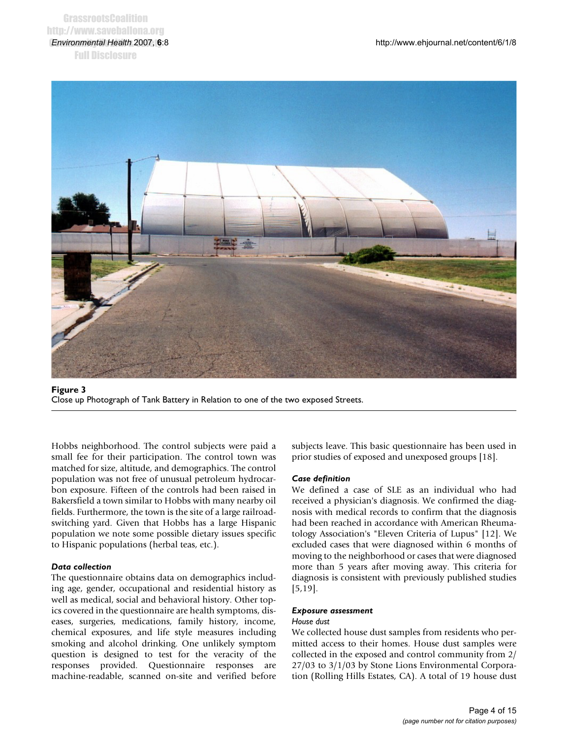**Figure 3**
Close up Photograph of Tank Battery in Relation to one of the two exposed Streets.

Hobbs neighborhood. The control subjects were paid a small fee for their participation. The control town was matched for size, altitude, and demographics. The control population was not free of unusual petroleum hydrocarbon exposure. Fifteen of the controls had been raised in Bakersfield a town similar to Hobbs with many nearby oil fields. Furthermore, the town is the site of a large railroad-switching yard. Given that Hobbs has a large Hispanic population we note some possible dietary issues specific to Hispanic populations (herbal teas, etc.).

### *Data collection*

The questionnaire obtains data on demographics including age, gender, occupational and residential history as well as medical, social and behavioral history. Other topics covered in the questionnaire are health symptoms, diseases, surgeries, medications, family history, income, chemical exposures, and life style measures including smoking and alcohol drinking. One unlikely symptom question is designed to test for the veracity of the responses provided. Questionnaire responses are machine-readable, scanned on-site and verified before subjects leave. This basic questionnaire has been used in prior studies of exposed and unexposed groups [18].

### *Case definition*

We defined a case of SLE as an individual who had received a physician's diagnosis. We confirmed the diagnosis with medical records to confirm that the diagnosis had been reached in accordance with American Rheumatology Association's "Eleven Criteria of Lupus" [12]. We excluded cases that were diagnosed within 6 months of moving to the neighborhood or cases that were diagnosed more than 5 years after moving away. This criteria for diagnosis is consistent with previously published studies [5,19].

### *Exposure assessment*

#### *House dust*

We collected house dust samples from residents who permitted access to their homes. House dust samples were collected in the exposed and control community from 2/27/03 to 3/1/03 by Stone Lions Environmental Corporation (Rolling Hills Estates, CA). A total of 19 house dust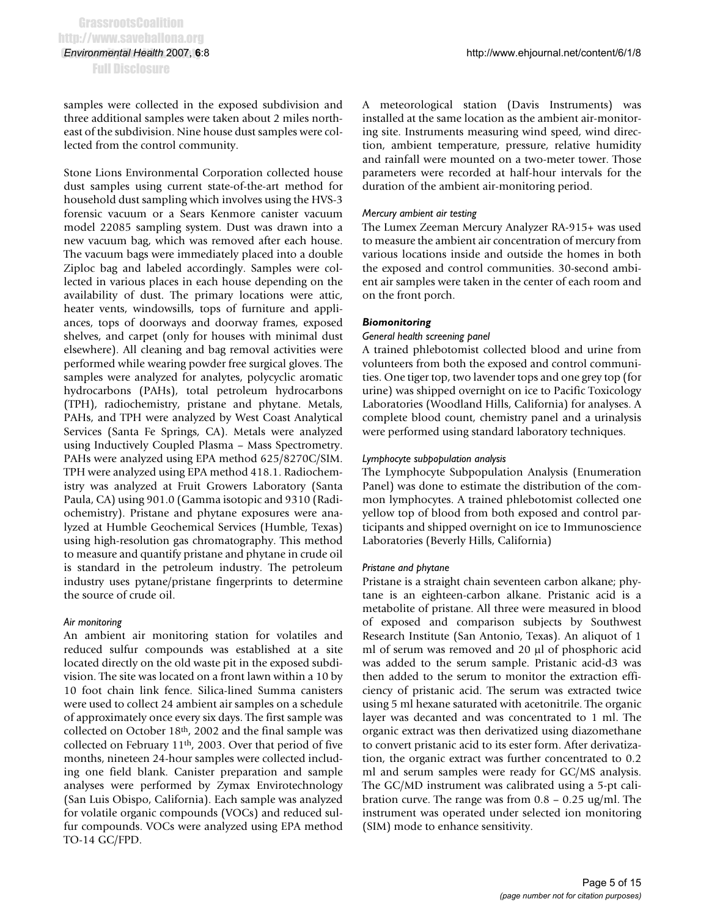samples were collected in the exposed subdivision and three additional samples were taken about 2 miles northeast of the subdivision. Nine house dust samples were collected from the control community.

Stone Lions Environmental Corporation collected house dust samples using current state-of-the-art method for household dust sampling which involves using the HVS-3 forensic vacuum or a Sears Kenmore canister vacuum model 22085 sampling system. Dust was drawn into a new vacuum bag, which was removed after each house. The vacuum bags were immediately placed into a double Ziploc bag and labeled accordingly. Samples were collected in various places in each house depending on the availability of dust. The primary locations were attic, heater vents, windowsills, tops of furniture and appliances, tops of doorways and doorway frames, exposed shelves, and carpet (only for houses with minimal dust elsewhere). All cleaning and bag removal activities were performed while wearing powder free surgical gloves. The samples were analyzed for analytes, polycyclic aromatic hydrocarbons (PAHs), total petroleum hydrocarbons (TPH), radiochemistry, pristane and phytane. Metals, PAHs, and TPH were analyzed by West Coast Analytical Services (Santa Fe Springs, CA). Metals were analyzed using Inductively Coupled Plasma – Mass Spectrometry. PAHs were analyzed using EPA method 625/8270C/SIM. TPH were analyzed using EPA method 418.1. Radiochemistry was analyzed at Fruit Growers Laboratory (Santa Paula, CA) using 901.0 (Gamma isotopic and 9310 (Radiochemistry). Pristane and phytane exposures were analyzed at Humble Geochemical Services (Humble, Texas) using high-resolution gas chromatography. This method to measure and quantify pristane and phytane in crude oil is standard in the petroleum industry. The petroleum industry uses pytane/pristane fingerprints to determine the source of crude oil.

### *Air monitoring*

An ambient air monitoring station for volatiles and reduced sulfur compounds was established at a site located directly on the old waste pit in the exposed subdivision. The site was located on a front lawn within a 10 by 10 foot chain link fence. Silica-lined Summa canisters were used to collect 24 ambient air samples on a schedule of approximately once every six days. The first sample was collected on October 18th, 2002 and the final sample was collected on February 11th, 2003. Over that period of five months, nineteen 24-hour samples were collected including one field blank. Canister preparation and sample analyses were performed by Zymax Envirotechnology (San Luis Obispo, California). Each sample was analyzed for volatile organic compounds (VOCs) and reduced sulfur compounds. VOCs were analyzed using EPA method TO-14 GC/FPD.

A meteorological station (Davis Instruments) was installed at the same location as the ambient air-monitoring site. Instruments measuring wind speed, wind direction, ambient temperature, pressure, relative humidity and rainfall were mounted on a two-meter tower. Those parameters were recorded at half-hour intervals for the duration of the ambient air-monitoring period.

### *Mercury ambient air testing*

The Lumex Zeeman Mercury Analyzer RA-915+ was used to measure the ambient air concentration of mercury from various locations inside and outside the homes in both the exposed and control communities. 30-second ambient air samples were taken in the center of each room and on the front porch.

## *Biomonitoring*

### *General health screening panel*

A trained phlebotomist collected blood and urine from volunteers from both the exposed and control communities. One tiger top, two lavender tops and one grey top (for urine) was shipped overnight on ice to Pacific Toxicology Laboratories (Woodland Hills, California) for analyses. A complete blood count, chemistry panel and a urinalysis were performed using standard laboratory techniques.

### *Lymphocyte subpopulation analysis*

The Lymphocyte Subpopulation Analysis (Enumeration Panel) was done to estimate the distribution of the common lymphocytes. A trained phlebotomist collected one yellow top of blood from both exposed and control participants and shipped overnight on ice to Immunoscience Laboratories (Beverly Hills, California)

### *Pristane and phytane*

Pristane is a straight chain seventeen carbon alkane; phytane is an eighteen-carbon alkane. Pristanic acid is a metabolite of pristane. All three were measured in blood of exposed and comparison subjects by Southwest Research Institute (San Antonio, Texas). An aliquot of 1 ml of serum was removed and 20 µl of phosphoric acid was added to the serum sample. Pristanic acid-d3 was then added to the serum to monitor the extraction efficiency of pristanic acid. The serum was extracted twice using 5 ml hexane saturated with acetonitrile. The organic layer was decanted and was concentrated to 1 ml. The organic extract was then derivatized using diazomethane to convert pristanic acid to its ester form. After derivatization, the organic extract was further concentrated to 0.2 ml and serum samples were ready for GC/MS analysis. The GC/MD instrument was calibrated using a 5-pt calibration curve. The range was from 0.8 – 0.25 ug/ml. The instrument was operated under selected ion monitoring (SIM) mode to enhance sensitivity.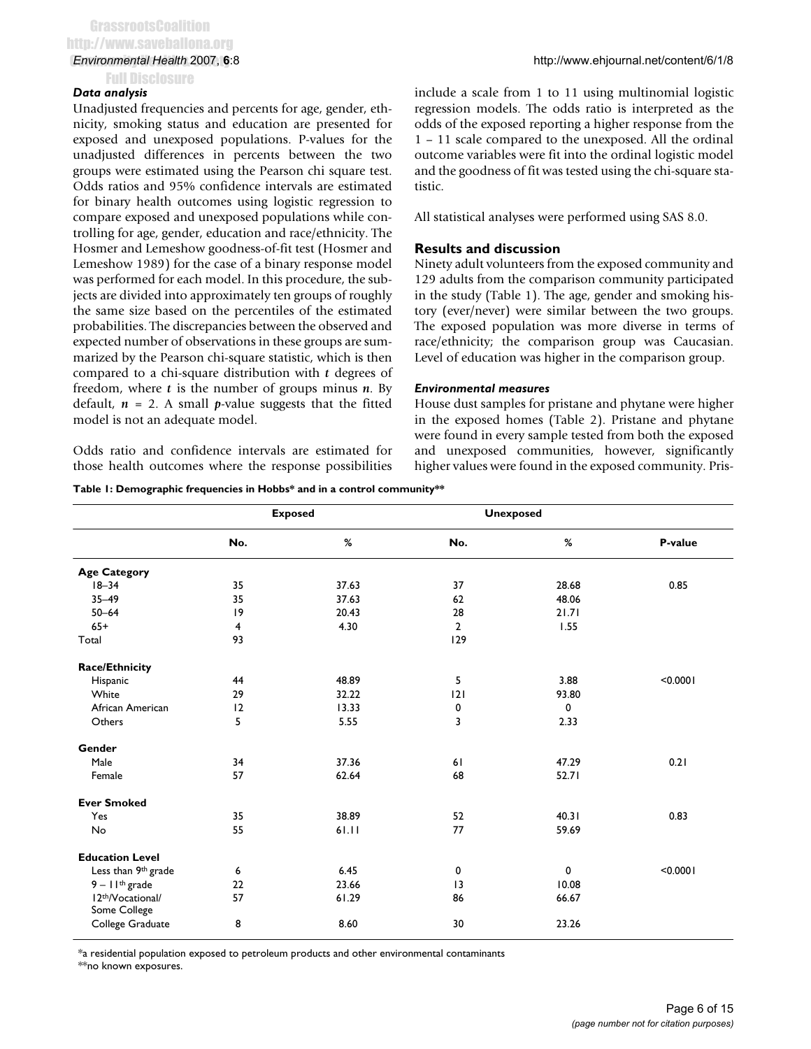### *Data analysis*

Unadjusted frequencies and percents for age, gender, ethnicity, smoking status and education are presented for exposed and unexposed populations. P-values for the unadjusted differences in percents between the two groups were estimated using the Pearson chi square test. Odds ratios and 95% confidence intervals are estimated for binary health outcomes using logistic regression to compare exposed and unexposed populations while controlling for age, gender, education and race/ethnicity. The Hosmer and Lemeshow goodness-of-fit test (Hosmer and Lemeshow 1989) for the case of a binary response model was performed for each model. In this procedure, the subjects are divided into approximately ten groups of roughly the same size based on the percentiles of the estimated probabilities. The discrepancies between the observed and expected number of observations in these groups are summarized by the Pearson chi-square statistic, which is then compared to a chi-square distribution with $t$ degrees of freedom, where $t$ is the number of groups minus $n$. By default, $n = 2$. A small $p$-value suggests that the fitted model is not an adequate model.

Odds ratio and confidence intervals are estimated for those health outcomes where the response possibilities include a scale from 1 to 11 using multinomial logistic regression models. The odds ratio is interpreted as the odds of the exposed reporting a higher response from the 1 – 11 scale compared to the unexposed. All the ordinal outcome variables were fit into the ordinal logistic model and the goodness of fit was tested using the chi-square statistic.

All statistical analyses were performed using SAS 8.0.

## Results and discussion

Ninety adult volunteers from the exposed community and 129 adults from the comparison community participated in the study (Table 1). The age, gender and smoking history (ever/never) were similar between the two groups. The exposed population was more diverse in terms of race/ethnicity; the comparison group was Caucasian. Level of education was higher in the comparison group.

### *Environmental measures*

House dust samples for pristane and phytane were higher in the exposed homes (Table 2). Pristane and phytane were found in every sample tested from both the exposed and unexposed communities, however, significantly higher values were found in the exposed community. Pris-

**Table 1: Demographic frequencies in Hobbs\* and in a control community\*\***

| | Exposed | | Unexposed | | |
|---|---|---|---|---|---|
| | No. | % | No. | % | P-value |
| **Age Category** | | | | | |
| 18–34 | 35 | 37.63 | 37 | 28.68 | 0.85 |
| 35–49 | 35 | 37.63 | 62 | 48.06 | |
| 50–64 | 19 | 20.43 | 28 | 21.71 | |
| 65+ | 4 | 4.30 | 2 | 1.55 | |
| Total | 93 | | 129 | | |
| **Race/Ethnicity** | | | | | |
| Hispanic | 44 | 48.89 | 5 | 3.88 | <0.0001 |
| White | 29 | 32.22 | 121 | 93.80 | |
| African American | 12 | 13.33 | 0 | 0 | |
| Others | 5 | 5.55 | 3 | 2.33 | |
| **Gender** | | | | | |
| Male | 34 | 37.36 | 61 | 47.29 | 0.21 |
| Female | 57 | 62.64 | 68 | 52.71 | |
| **Ever Smoked** | | | | | |
| Yes | 35 | 38.89 | 52 | 40.31 | 0.83 |
| No | 55 | 61.11 | 77 | 59.69 | |
| **Education Level** | | | | | |
| Less than 9th grade | 6 | 6.45 | 0 | 0 | <0.0001 |
| 9 – 11th grade | 22 | 23.66 | 13 | 10.08 | |
| 12th/Vocational/ Some College | 57 | 61.29 | 86 | 66.67 | |
| College Graduate | 8 | 8.60 | 30 | 23.26 | |

\*a residential population exposed to petroleum products and other environmental contaminants
\*\*no known exposures.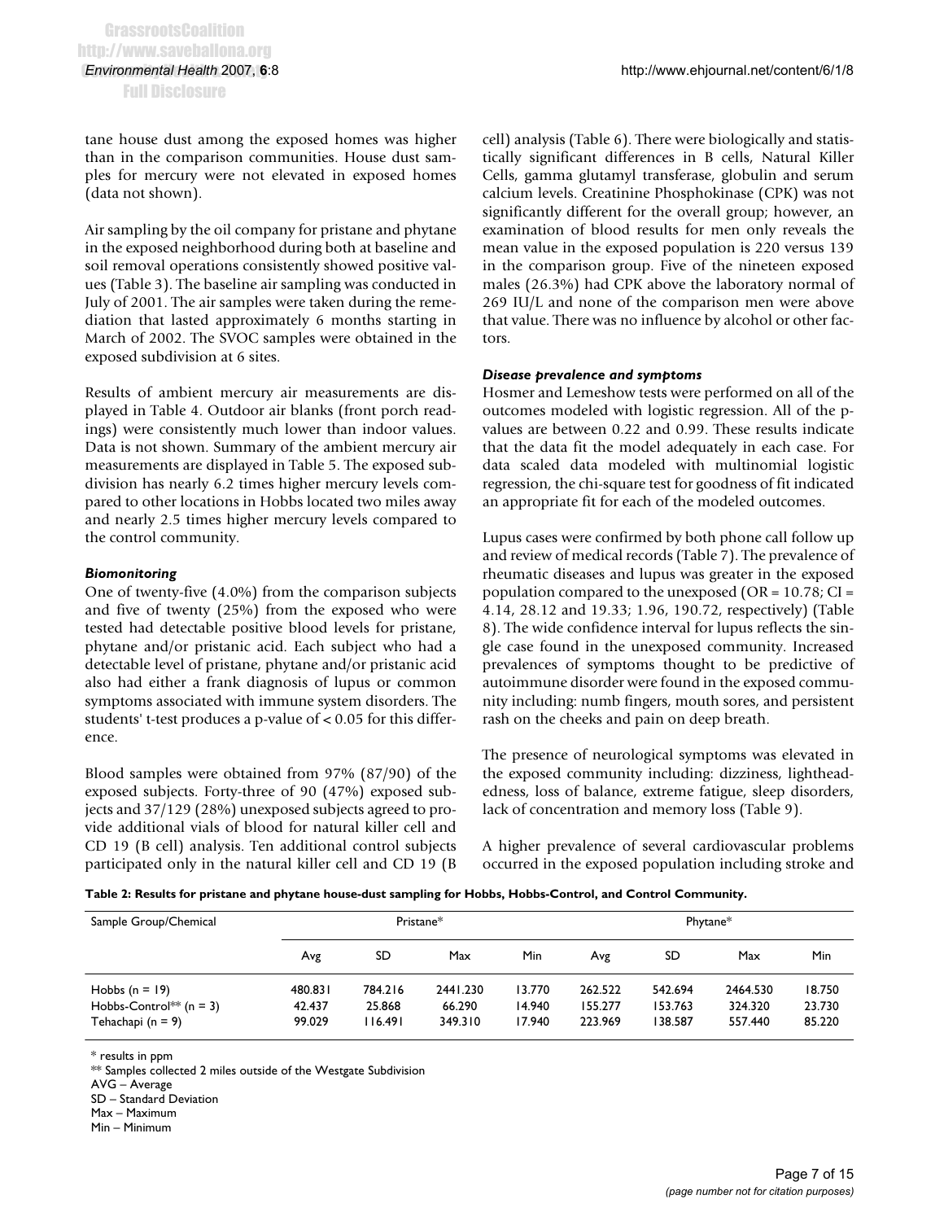tane house dust among the exposed homes was higher than in the comparison communities. House dust samples for mercury were not elevated in exposed homes (data not shown).

Air sampling by the oil company for pristane and phytane in the exposed neighborhood during both at baseline and soil removal operations consistently showed positive values (Table 3). The baseline air sampling was conducted in July of 2001. The air samples were taken during the remediation that lasted approximately 6 months starting in March of 2002. The SVOC samples were obtained in the exposed subdivision at 6 sites.

Results of ambient mercury air measurements are displayed in Table 4. Outdoor air blanks (front porch readings) were consistently much lower than indoor values. Data is not shown. Summary of the ambient mercury air measurements are displayed in Table 5. The exposed subdivision has nearly 6.2 times higher mercury levels compared to other locations in Hobbs located two miles away and nearly 2.5 times higher mercury levels compared to the control community.

### *Biomonitoring*

One of twenty-five (4.0%) from the comparison subjects and five of twenty (25%) from the exposed who were tested had detectable positive blood levels for pristane, phytane and/or pristanic acid. Each subject who had a detectable level of pristane, phytane and/or pristanic acid also had either a frank diagnosis of lupus or common symptoms associated with immune system disorders. The students' t-test produces a p-value of $< 0.05$ for this difference.

Blood samples were obtained from 97% (87/90) of the exposed subjects. Forty-three of 90 (47%) exposed subjects and 37/129 (28%) unexposed subjects agreed to provide additional vials of blood for natural killer cell and CD 19 (B cell) analysis. Ten additional control subjects participated only in the natural killer cell and CD 19 (B cell) analysis (Table 6). There were biologically and statistically significant differences in B cells, Natural Killer Cells, gamma glutamyl transferase, globulin and serum calcium levels. Creatinine Phosphokinase (CPK) was not significantly different for the overall group; however, an examination of blood results for men only reveals the mean value in the exposed population is 220 versus 139 in the comparison group. Five of the nineteen exposed males (26.3%) had CPK above the laboratory normal of 269 IU/L and none of the comparison men were above that value. There was no influence by alcohol or other factors.

### *Disease prevalence and symptoms*

Hosmer and Lemeshow tests were performed on all of the outcomes modeled with logistic regression. All of the p-values are between 0.22 and 0.99. These results indicate that the data fit the model adequately in each case. For data scaled data modeled with multinomial logistic regression, the chi-square test for goodness of fit indicated an appropriate fit for each of the modeled outcomes.

Lupus cases were confirmed by both phone call follow up and review of medical records (Table 7). The prevalence of rheumatic diseases and lupus was greater in the exposed population compared to the unexposed (OR = 10.78; CI = 4.14, 28.12 and 19.33; 1.96, 190.72, respectively) (Table 8). The wide confidence interval for lupus reflects the single case found in the unexposed community. Increased prevalences of symptoms thought to be predictive of autoimmune disorder were found in the exposed community including: numb fingers, mouth sores, and persistent rash on the cheeks and pain on deep breath.

The presence of neurological symptoms was elevated in the exposed community including: dizziness, lightheadedness, loss of balance, extreme fatigue, sleep disorders, lack of concentration and memory loss (Table 9).

A higher prevalence of several cardiovascular problems occurred in the exposed population including stroke and

**Table 2: Results for pristane and phytane house-dust sampling for Hobbs, Hobbs-Control, and Control Community.**

| Sample Group/Chemical | Pristane* | | | | Phytane* | | | |
|---|---|---|---|---|---|---|---|---|
| | Avg | SD | Max | Min | Avg | SD | Max | Min |
| Hobbs (n = 19) | 480.831 | 784.216 | 2441.230 | 13.770 | 262.522 | 542.694 | 2464.530 | 18.750 |
| Hobbs-Control** (n = 3) | 42.437 | 25.868 | 66.290 | 14.940 | 155.277 | 153.763 | 324.320 | 23.730 |
| Tehachapi (n = 9) | 99.029 | 116.491 | 349.310 | 17.940 | 223.969 | 138.587 | 557.440 | 85.220 |

\* results in ppm
** Samples collected 2 miles outside of the Westgate Subdivision
AVG – Average
SD – Standard Deviation
Max – Maximum
Min – Minimum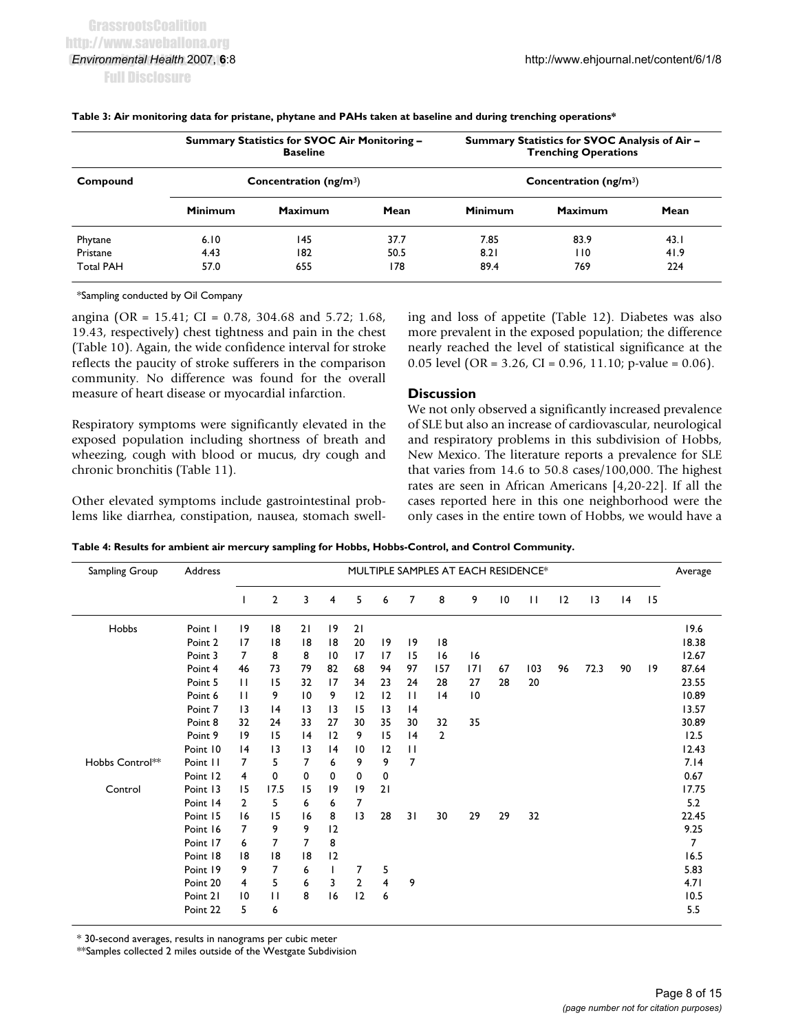**Table 3: Air monitoring data for pristane, phytane and PAHs taken at baseline and during trenching operations***

| Compound | Summary Statistics for SVOC Air Monitoring – Baseline Concentration (ng/m³) | | | Summary Statistics for SVOC Analysis of Air – Trenching Operations Concentration (ng/m³) | | |
|---|---|---|---|---|---|---|
| | Minimum | Maximum | Mean | Minimum | Maximum | Mean |
| Phytane | 6.10 | 145 | 37.7 | 7.85 | 83.9 | 43.1 |
| Pristane | 4.43 | 182 | 50.5 | 8.21 | 110 | 41.9 |
| Total PAH | 57.0 | 655 | 178 | 89.4 | 769 | 224 |

*Sampling conducted by Oil Company

angina (OR = 15.41; CI = 0.78, 304.68 and 5.72; 1.68, 19.43, respectively) chest tightness and pain in the chest (Table 10). Again, the wide confidence interval for stroke reflects the paucity of stroke sufferers in the comparison community. No difference was found for the overall measure of heart disease or myocardial infarction.

Respiratory symptoms were significantly elevated in the exposed population including shortness of breath and wheezing, cough with blood or mucus, dry cough and chronic bronchitis (Table 11).

Other elevated symptoms include gastrointestinal problems like diarrhea, constipation, nausea, stomach swelling and loss of appetite (Table 12). Diabetes was also more prevalent in the exposed population; the difference nearly reached the level of statistical significance at the 0.05 level (OR = 3.26, CI = 0.96, 11.10; p-value = 0.06).

## Discussion

We not only observed a significantly increased prevalence of SLE but also an increase of cardiovascular, neurological and respiratory problems in this subdivision of Hobbs, New Mexico. The literature reports a prevalence for SLE that varies from 14.6 to 50.8 cases/100,000. The highest rates are seen in African Americans [4,20-22]. If all the cases reported here in this one neighborhood were the only cases in the entire town of Hobbs, we would have a

**Table 4: Results for ambient air mercury sampling for Hobbs, Hobbs-Control, and Control Community.**

| Sampling Group | Address | MULTIPLE SAMPLES AT EACH RESIDENCE* | | | | | | | | | | | | | | | Average |
|---|---|---|---|---|---|---|---|---|---|---|---|---|---|---|---|---|---|
| | | 1 | 2 | 3 | 4 | 5 | 6 | 7 | 8 | 9 | 10 | 11 | 12 | 13 | 14 | 15 | |
| Hobbs | Point 1 | 19 | 18 | 21 | 19 | 21 | | | | | | | | | | | 19.6 |
| | Point 2 | 17 | 18 | 18 | 18 | 20 | 19 | 19 | 18 | | | | | | | | 18.38 |
| | Point 3 | 7 | 8 | 8 | 10 | 17 | 17 | 15 | 16 | 16 | | | | | | | 12.67 |
| | Point 4 | 46 | 73 | 79 | 82 | 68 | 94 | 97 | 157 | 171 | 67 | 103 | 96 | 72.3 | 90 | 19 | 87.64 |
| | Point 5 | 11 | 15 | 32 | 17 | 34 | 23 | 24 | 28 | 27 | 28 | 20 | | | | | 23.55 |
| | Point 6 | 11 | 9 | 10 | 9 | 12 | 12 | 11 | 14 | 10 | | | | | | | 10.89 |
| | Point 7 | 13 | 14 | 13 | 13 | 15 | 13 | 14 | | | | | | | | | 13.57 |
| | Point 8 | 32 | 24 | 33 | 27 | 30 | 35 | 30 | 32 | 35 | | | | | | | 30.89 |
| | Point 9 | 19 | 15 | 14 | 12 | 9 | 15 | 14 | 2 | | | | | | | | 12.5 |
| | Point 10 | 14 | 13 | 13 | 14 | 10 | 12 | 11 | | | | | | | | | 12.43 |
| Hobbs Control** | Point 11 | 7 | 5 | 7 | 6 | 9 | 9 | 7 | | | | | | | | | 7.14 |
| | Point 12 | 4 | 0 | 0 | 0 | 0 | 0 | | | | | | | | | | 0.67 |
| Control | Point 13 | 15 | 17.5 | 15 | 19 | 19 | 21 | | | | | | | | | | 17.75 |
| | Point 14 | 2 | 5 | 6 | 6 | 7 | | | | | | | | | | | 5.2 |
| | Point 15 | 16 | 15 | 16 | 8 | 13 | 28 | 31 | 30 | 29 | 29 | 32 | | | | | 22.45 |
| | Point 16 | 7 | 9 | 9 | 12 | | | | | | | | | | | | 9.25 |
| | Point 17 | 6 | 7 | 7 | 8 | | | | | | | | | | | | 7 |
| | Point 18 | 18 | 18 | 18 | 12 | | | | | | | | | | | | 16.5 |
| | Point 19 | 9 | 7 | 6 | 1 | 7 | 5 | | | | | | | | | | 5.83 |
| | Point 20 | 4 | 5 | 6 | 3 | 2 | 4 | 9 | | | | | | | | | 4.71 |
| | Point 21 | 10 | 11 | 8 | 16 | 12 | 6 | | | | | | | | | | 10.5 |
| | Point 22 | 5 | 6 | | | | | | | | | | | | | | 5.5 |

* 30-second averages, results in nanograms per cubic meter
**Samples collected 2 miles outside of the Westgate Subdivision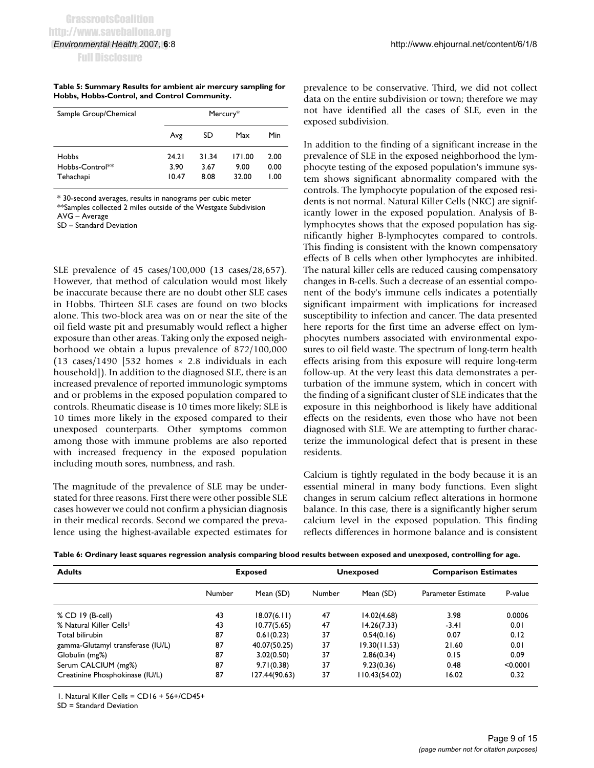**Table 5: Summary Results for ambient air mercury sampling for Hobbs, Hobbs-Control, and Control Community.**

| Sample Group/Chemical | Mercury* | | | |
| --- | --- | --- | --- | --- |
| | Avg | SD | Max | Min |
| Hobbs | 24.21 | 31.34 | 171.00 | 2.00 |
| Hobbs-Control** | 3.90 | 3.67 | 9.00 | 0.00 |
| Tehachapi | 10.47 | 8.08 | 32.00 | 1.00 |

\* 30-second averages, results in nanograms per cubic meter
**Samples collected 2 miles outside of the Westgate Subdivision
AVG – Average
SD – Standard Deviation

SLE prevalence of 45 cases/100,000 (13 cases/28,657). However, that method of calculation would most likely be inaccurate because there are no doubt other SLE cases in Hobbs. Thirteen SLE cases are found on two blocks alone. This two-block area was on or near the site of the oil field waste pit and presumably would reflect a higher exposure than other areas. Taking only the exposed neighborhood we obtain a lupus prevalence of 872/100,000 (13 cases/1490 [532 homes × 2.8 individuals in each household]). In addition to the diagnosed SLE, there is an increased prevalence of reported immunologic symptoms and or problems in the exposed population compared to controls. Rheumatic disease is 10 times more likely; SLE is 10 times more likely in the exposed compared to their unexposed counterparts. Other symptoms common among those with immune problems are also reported with increased frequency in the exposed population including mouth sores, numbness, and rash.

The magnitude of the prevalence of SLE may be understated for three reasons. First there were other possible SLE cases however we could not confirm a physician diagnosis in their medical records. Second we compared the prevalence using the highest-available expected estimates for prevalence to be conservative. Third, we did not collect data on the entire subdivision or town; therefore we may not have identified all the cases of SLE, even in the exposed subdivision.

In addition to the finding of a significant increase in the prevalence of SLE in the exposed neighborhood the lymphocyte testing of the exposed population's immune system shows significant abnormality compared with the controls. The lymphocyte population of the exposed residents is not normal. Natural Killer Cells (NKC) are significantly lower in the exposed population. Analysis of B-lymphocytes shows that the exposed population has significantly higher B-lymphocytes compared to controls. This finding is consistent with the known compensatory effects of B cells when other lymphocytes are inhibited. The natural killer cells are reduced causing compensatory changes in B-cells. Such a decrease of an essential component of the body's immune cells indicates a potentially significant impairment with implications for increased susceptibility to infection and cancer. The data presented here reports for the first time an adverse effect on lymphocytes numbers associated with environmental exposures to oil field waste. The spectrum of long-term health effects arising from this exposure will require long-term follow-up. At the very least this data demonstrates a perturbation of the immune system, which in concert with the finding of a significant cluster of SLE indicates that the exposure in this neighborhood is likely have additional effects on the residents, even those who have not been diagnosed with SLE. We are attempting to further characterize the immunological defect that is present in these residents.

Calcium is tightly regulated in the body because it is an essential mineral in many body functions. Even slight changes in serum calcium reflect alterations in hormone balance. In this case, there is a significantly higher serum calcium level in the exposed population. This finding reflects differences in hormone balance and is consistent

**Table 6: Ordinary least squares regression analysis comparing blood results between exposed and unexposed, controlling for age.**

| Adults | Exposed | | Unexposed | | Comparison Estimates | |
| --- | --- | --- | --- | --- | --- | --- |
| | Number | Mean (SD) | Number | Mean (SD) | Parameter Estimate | P-value |
| % CD 19 (B-cell) | 43 | 18.07(6.11) | 47 | 14.02(4.68) | 3.98 | 0.0006 |
| % Natural Killer Cells[1] | 43 | 10.77(5.65) | 47 | 14.26(7.33) | -3.41 | 0.01 |
| Total bilirubin | 87 | 0.61(0.23) | 37 | 0.54(0.16) | 0.07 | 0.12 |
| gamma-Glutamyl transferase (IU/L) | 87 | 40.07(50.25) | 37 | 19.30(11.53) | 21.60 | 0.01 |
| Globulin (mg%) | 87 | 3.02(0.50) | 37 | 2.86(0.34) | 0.15 | 0.09 |
| Serum CALCIUM (mg%) | 87 | 9.71(0.38) | 37 | 9.23(0.36) | 0.48 | <0.0001 |
| Creatinine Phosphokinase (IU/L) | 87 | 127.44(90.63) | 37 | 110.43(54.02) | 16.02 | 0.32 |

1. Natural Killer Cells = CD16 + 56+/CD45+
SD = Standard Deviation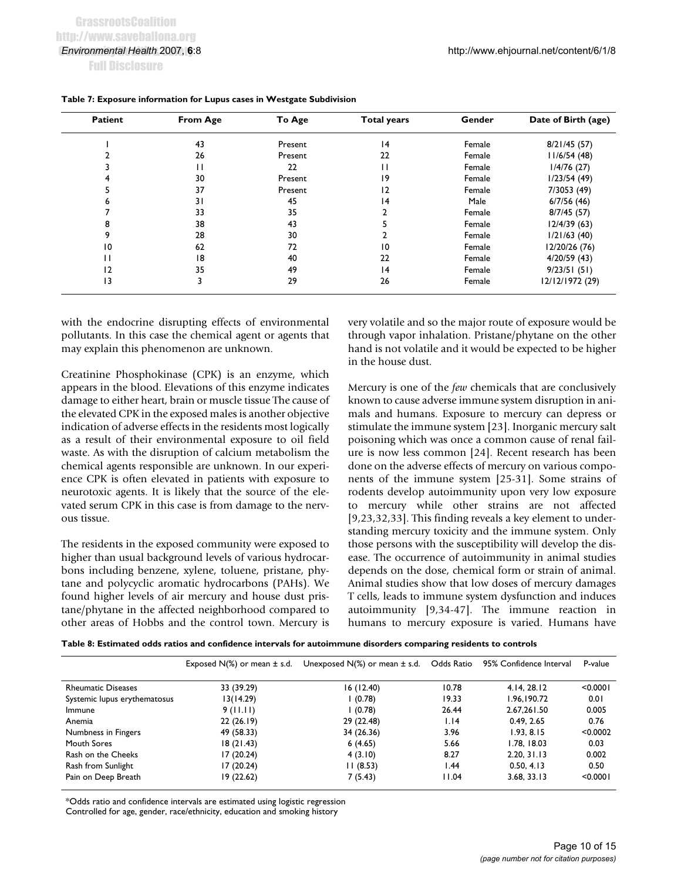**Table 7: Exposure information for Lupus cases in Westgate Subdivision**

| Patient | From Age | To Age | Total years | Gender | Date of Birth (age) |
|---|---|---|---|---|---|
| 1 | 43 | Present | 14 | Female | 8/21/45 (57) |
| 2 | 26 | Present | 22 | Female | 11/6/54 (48) |
| 3 | 11 | 22 | 11 | Female | 1/4/76 (27) |
| 4 | 30 | Present | 19 | Female | 1/23/54 (49) |
| 5 | 37 | Present | 12 | Female | 7/3053 (49) |
| 6 | 31 | 45 | 14 | Male | 6/7/56 (46) |
| 7 | 33 | 35 | 2 | Female | 8/7/45 (57) |
| 8 | 38 | 43 | 5 | Female | 12/4/39 (63) |
| 9 | 28 | 30 | 2 | Female | 1/21/63 (40) |
| 10 | 62 | 72 | 10 | Female | 12/20/26 (76) |
| 11 | 18 | 40 | 22 | Female | 4/20/59 (43) |
| 12 | 35 | 49 | 14 | Female | 9/23/51 (51) |
| 13 | 3 | 29 | 26 | Female | 12/12/1972 (29) |

with the endocrine disrupting effects of environmental pollutants. In this case the chemical agent or agents that may explain this phenomenon are unknown.

Creatinine Phosphokinase (CPK) is an enzyme, which appears in the blood. Elevations of this enzyme indicates damage to either heart, brain or muscle tissue The cause of the elevated CPK in the exposed males is another objective indication of adverse effects in the residents most logically as a result of their environmental exposure to oil field waste. As with the disruption of calcium metabolism the chemical agents responsible are unknown. In our experience CPK is often elevated in patients with exposure to neurotoxic agents. It is likely that the source of the elevated serum CPK in this case is from damage to the nervous tissue.

The residents in the exposed community were exposed to higher than usual background levels of various hydrocarbons including benzene, xylene, toluene, pristane, phytane and polycyclic aromatic hydrocarbons (PAHs). We found higher levels of air mercury and house dust pristane/phytane in the affected neighborhood compared to other areas of Hobbs and the control town. Mercury is very volatile and so the major route of exposure would be through vapor inhalation. Pristane/phytane on the other hand is not volatile and it would be expected to be higher in the house dust.

Mercury is one of the *few* chemicals that are conclusively known to cause adverse immune system disruption in animals and humans. Exposure to mercury can depress or stimulate the immune system [23]. Inorganic mercury salt poisoning which was once a common cause of renal failure is now less common [24]. Recent research has been done on the adverse effects of mercury on various components of the immune system [25-31]. Some strains of rodents develop autoimmunity upon very low exposure to mercury while other strains are not affected [9,23,32,33]. This finding reveals a key element to understanding mercury toxicity and the immune system. Only those persons with the susceptibility will develop the disease. The occurrence of autoimmunity in animal studies depends on the dose, chemical form or strain of animal. Animal studies show that low doses of mercury damages T cells, leads to immune system dysfunction and induces autoimmunity [9,34-47]. The immune reaction in humans to mercury exposure is varied. Humans have

**Table 8: Estimated odds ratios and confidence intervals for autoimmune disorders comparing residents to controls**

| | Exposed N(%) or mean ± s.d. | Unexposed N(%) or mean ± s.d. | Odds Ratio | 95% Confidence Interval | P-value |
|---|---|---|---|---|---|
| Rheumatic Diseases | 33 (39.29) | 16 (12.40) | 10.78 | 4.14, 28.12 | <0.0001 |
| Systemic lupus erythematosus | 13(14.29) | 1 (0.78) | 19.33 | 1.96,190.72 | 0.01 |
| Immune | 9 (11.11) | 1 (0.78) | 26.44 | 2.67,261.50 | 0.005 |
| Anemia | 22 (26.19) | 29 (22.48) | 1.14 | 0.49, 2.65 | 0.76 |
| Numbness in Fingers | 49 (58.33) | 34 (26.36) | 3.96 | 1.93, 8.15 | <0.0002 |
| Mouth Sores | 18 (21.43) | 6 (4.65) | 5.66 | 1.78, 18.03 | 0.03 |
| Rash on the Cheeks | 17 (20.24) | 4 (3.10) | 8.27 | 2.20, 31.13 | 0.002 |
| Rash from Sunlight | 17 (20.24) | 11 (8.53) | 1.44 | 0.50, 4.13 | 0.50 |
| Pain on Deep Breath | 19 (22.62) | 7 (5.43) | 11.04 | 3.68, 33.13 | <0.0001 |

*Odds ratio and confidence intervals are estimated using logistic regression
Controlled for age, gender, race/ethnicity, education and smoking history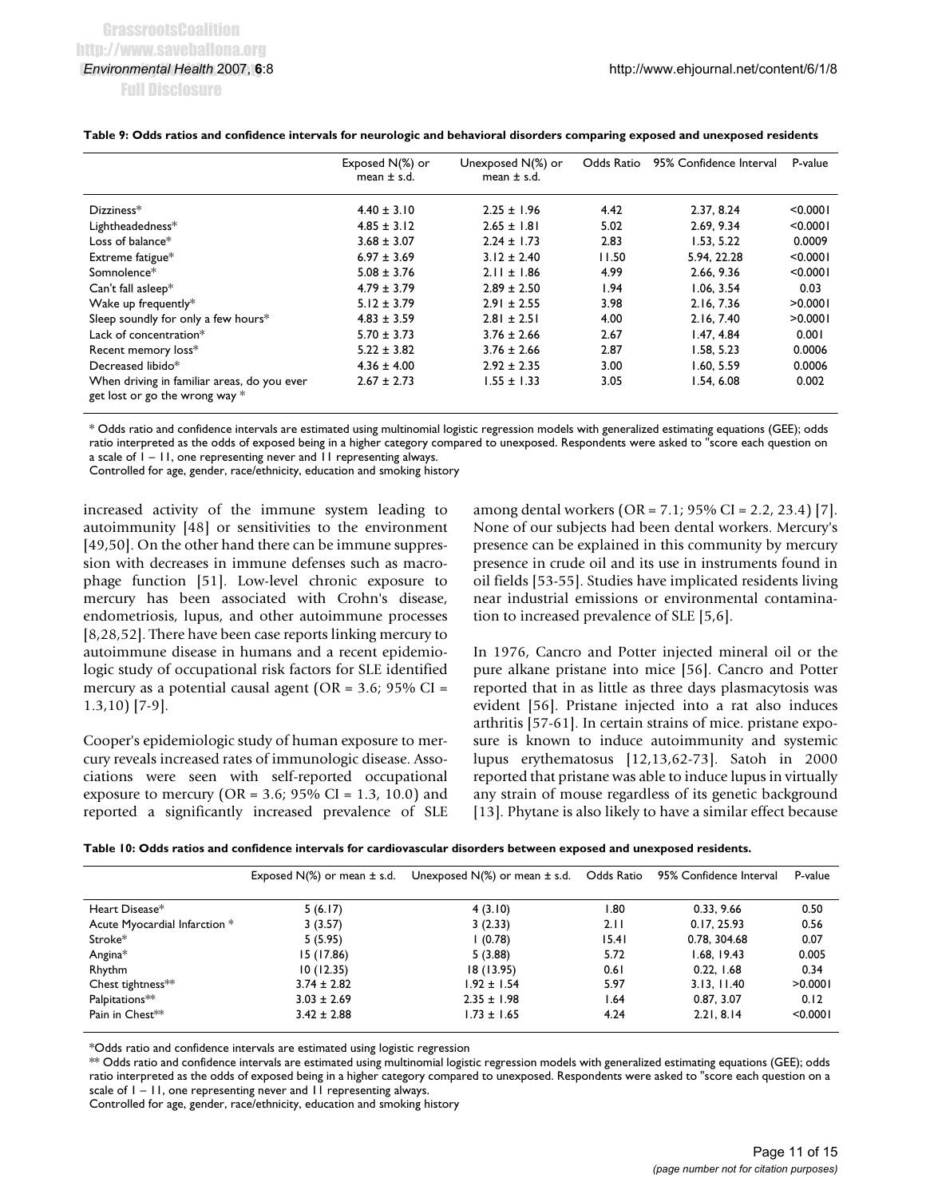**Table 9: Odds ratios and confidence intervals for neurologic and behavioral disorders comparing exposed and unexposed residents**

| | Exposed N(%) or mean ± s.d. | Unexposed N(%) or mean ± s.d. | Odds Ratio | 95% Confidence Interval | P-value |
|---|---|---|---|---|---|
| Dizziness* | 4.40 ± 3.10 | 2.25 ± 1.96 | 4.42 | 2.37, 8.24 | <0.0001 |
| Lightheadedness* | 4.85 ± 3.12 | 2.65 ± 1.81 | 5.02 | 2.69, 9.34 | <0.0001 |
| Loss of balance* | 3.68 ± 3.07 | 2.24 ± 1.73 | 2.83 | 1.53, 5.22 | 0.0009 |
| Extreme fatigue* | 6.97 ± 3.69 | 3.12 ± 2.40 | 11.50 | 5.94, 22.28 | <0.0001 |
| Somnolence* | 5.08 ± 3.76 | 2.11 ± 1.86 | 4.99 | 2.66, 9.36 | <0.0001 |
| Can't fall asleep* | 4.79 ± 3.79 | 2.89 ± 2.50 | 1.94 | 1.06, 3.54 | 0.03 |
| Wake up frequently* | 5.12 ± 3.79 | 2.91 ± 2.55 | 3.98 | 2.16, 7.36 | >0.0001 |
| Sleep soundly for only a few hours* | 4.83 ± 3.59 | 2.81 ± 2.51 | 4.00 | 2.16, 7.40 | >0.0001 |
| Lack of concentration* | 5.70 ± 3.73 | 3.76 ± 2.66 | 2.67 | 1.47, 4.84 | 0.001 |
| Recent memory loss* | 5.22 ± 3.82 | 3.76 ± 2.66 | 2.87 | 1.58, 5.23 | 0.0006 |
| Decreased libido* | 4.36 ± 4.00 | 2.92 ± 2.35 | 3.00 | 1.60, 5.59 | 0.0006 |
| When driving in familiar areas, do you ever get lost or go the wrong way * | 2.67 ± 2.73 | 1.55 ± 1.33 | 3.05 | 1.54, 6.08 | 0.002 |

* Odds ratio and confidence intervals are estimated using multinomial logistic regression models with generalized estimating equations (GEE); odds ratio interpreted as the odds of exposed being in a higher category compared to unexposed. Respondents were asked to "score each question on a scale of 1 – 11, one representing never and 11 representing always.
Controlled for age, gender, race/ethnicity, education and smoking history

increased activity of the immune system leading to autoimmunity [48] or sensitivities to the environment [49,50]. On the other hand there can be immune suppression with decreases in immune defenses such as macrophage function [51]. Low-level chronic exposure to mercury has been associated with Crohn's disease, endometriosis, lupus, and other autoimmune processes [8,28,52]. There have been case reports linking mercury to autoimmune disease in humans and a recent epidemiologic study of occupational risk factors for SLE identified mercury as a potential causal agent (OR = 3.6; 95% CI = 1.3,10) [7-9].

Cooper's epidemiologic study of human exposure to mercury reveals increased rates of immunologic disease. Associations were seen with self-reported occupational exposure to mercury (OR = 3.6; 95% CI = 1.3, 10.0) and reported a significantly increased prevalence of SLE among dental workers (OR = 7.1; 95% CI = 2.2, 23.4) [7]. None of our subjects had been dental workers. Mercury's presence can be explained in this community by mercury presence in crude oil and its use in instruments found in oil fields [53-55]. Studies have implicated residents living near industrial emissions or environmental contamination to increased prevalence of SLE [5,6].

In 1976, Cancro and Potter injected mineral oil or the pure alkane pristane into mice [56]. Cancro and Potter reported that in as little as three days plasmacytosis was evident [56]. Pristane injected into a rat also induces arthritis [57-61]. In certain strains of mice. pristane exposure is known to induce autoimmunity and systemic lupus erythematosus [12,13,62-73]. Satoh in 2000 reported that pristane was able to induce lupus in virtually any strain of mouse regardless of its genetic background [13]. Phytane is also likely to have a similar effect because

**Table 10: Odds ratios and confidence intervals for cardiovascular disorders between exposed and unexposed residents.**

| | Exposed N(%) or mean ± s.d. | Unexposed N(%) or mean ± s.d. | Odds Ratio | 95% Confidence Interval | P-value |
|---|---|---|---|---|---|
| Heart Disease* | 5 (6.17) | 4 (3.10) | 1.80 | 0.33, 9.66 | 0.50 |
| Acute Myocardial Infarction * | 3 (3.57) | 3 (2.33) | 2.11 | 0.17, 25.93 | 0.56 |
| Stroke* | 5 (5.95) | 1 (0.78) | 15.41 | 0.78, 304.68 | 0.07 |
| Angina* | 15 (17.86) | 5 (3.88) | 5.72 | 1.68, 19.43 | 0.005 |
| Rhythm | 10 (12.35) | 18 (13.95) | 0.61 | 0.22, 1.68 | 0.34 |
| Chest tightness** | 3.74 ± 2.82 | 1.92 ± 1.54 | 5.97 | 3.13, 11.40 | >0.0001 |
| Palpitations** | 3.03 ± 2.69 | 2.35 ± 1.98 | 1.64 | 0.87, 3.07 | 0.12 |
| Pain in Chest** | 3.42 ± 2.88 | 1.73 ± 1.65 | 4.24 | 2.21, 8.14 | <0.0001 |

*Odds ratio and confidence intervals are estimated using logistic regression
** Odds ratio and confidence intervals are estimated using multinomial logistic regression models with generalized estimating equations (GEE); odds ratio interpreted as the odds of exposed being in a higher category compared to unexposed. Respondents were asked to "score each question on a scale of 1 – 11, one representing never and 11 representing always.
Controlled for age, gender, race/ethnicity, education and smoking history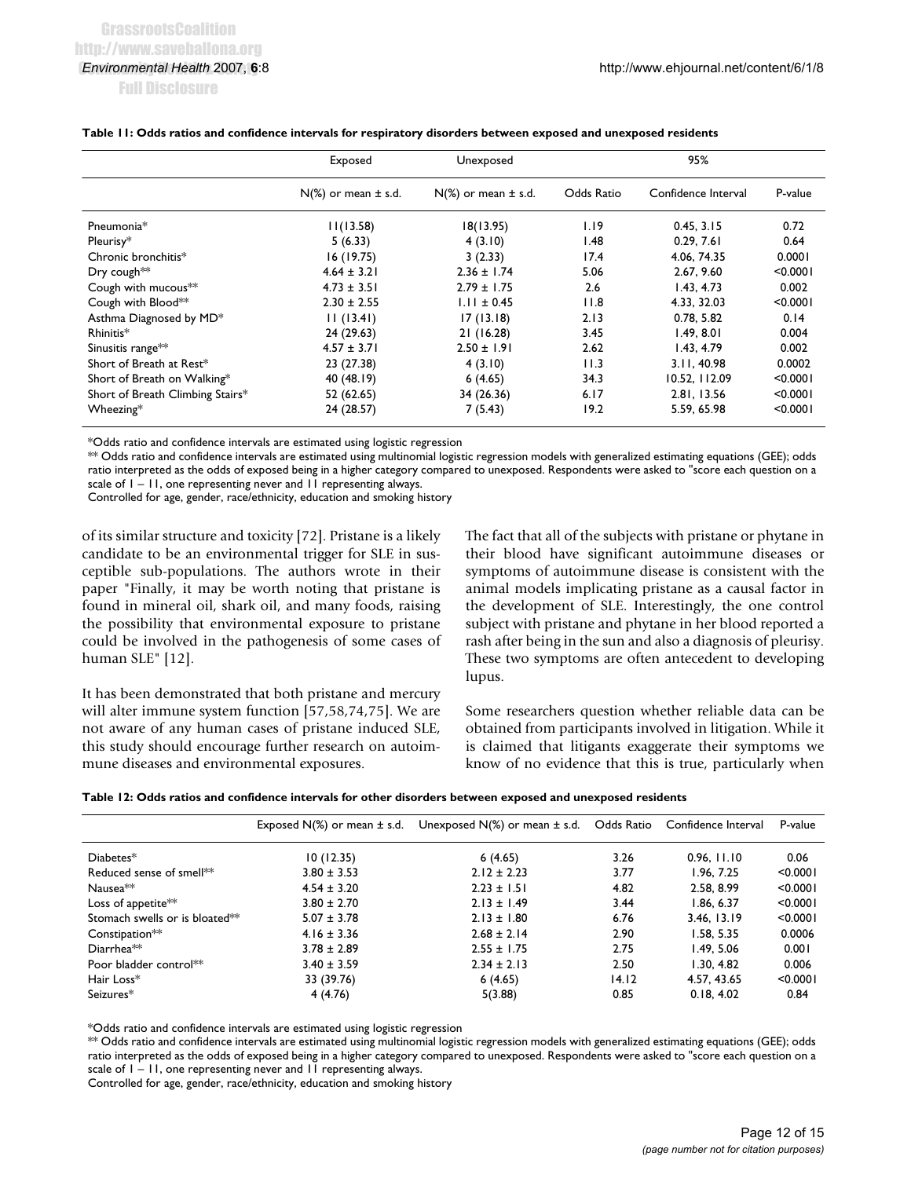**Table 11: Odds ratios and confidence intervals for respiratory disorders between exposed and unexposed residents**

| | Exposed | Unexposed | | 95% | |
|---|---|---|---|---|---|
| | N(%) or mean ± s.d. | N(%) or mean ± s.d. | Odds Ratio | Confidence Interval | P-value |
| Pneumonia* | 11(13.58) | 18(13.95) | 1.19 | 0.45, 3.15 | 0.72 |
| Pleurisy* | 5 (6.33) | 4 (3.10) | 1.48 | 0.29, 7.61 | 0.64 |
| Chronic bronchitis* | 16 (19.75) | 3 (2.33) | 17.4 | 4.06, 74.35 | 0.0001 |
| Dry cough** | 4.64 ± 3.21 | 2.36 ± 1.74 | 5.06 | 2.67, 9.60 | <0.0001 |
| Cough with mucous** | 4.73 ± 3.51 | 2.79 ± 1.75 | 2.6 | 1.43, 4.73 | 0.002 |
| Cough with Blood** | 2.30 ± 2.55 | 1.11 ± 0.45 | 11.8 | 4.33, 32.03 | <0.0001 |
| Asthma Diagnosed by MD* | 11 (13.41) | 17 (13.18) | 2.13 | 0.78, 5.82 | 0.14 |
| Rhinitis* | 24 (29.63) | 21 (16.28) | 3.45 | 1.49, 8.01 | 0.004 |
| Sinusitis range** | 4.57 ± 3.71 | 2.50 ± 1.91 | 2.62 | 1.43, 4.79 | 0.002 |
| Short of Breath at Rest* | 23 (27.38) | 4 (3.10) | 11.3 | 3.11, 40.98 | 0.0002 |
| Short of Breath on Walking* | 40 (48.19) | 6 (4.65) | 34.3 | 10.52, 112.09 | <0.0001 |
| Short of Breath Climbing Stairs* | 52 (62.65) | 34 (26.36) | 6.17 | 2.81, 13.56 | <0.0001 |
| Wheezing* | 24 (28.57) | 7 (5.43) | 19.2 | 5.59, 65.98 | <0.0001 |

*Odds ratio and confidence intervals are estimated using logistic regression
** Odds ratio and confidence intervals are estimated using multinomial logistic regression models with generalized estimating equations (GEE); odds ratio interpreted as the odds of exposed being in a higher category compared to unexposed. Respondents were asked to "score each question on a scale of 1 – 11, one representing never and 11 representing always.
Controlled for age, gender, race/ethnicity, education and smoking history

of its similar structure and toxicity [72]. Pristane is a likely candidate to be an environmental trigger for SLE in susceptible sub-populations. The authors wrote in their paper "Finally, it may be worth noting that pristane is found in mineral oil, shark oil, and many foods, raising the possibility that environmental exposure to pristane could be involved in the pathogenesis of some cases of human SLE" [12].

It has been demonstrated that both pristane and mercury will alter immune system function [57,58,74,75]. We are not aware of any human cases of pristane induced SLE, this study should encourage further research on autoimmune diseases and environmental exposures.

The fact that all of the subjects with pristane or phytane in their blood have significant autoimmune diseases or symptoms of autoimmune disease is consistent with the animal models implicating pristane as a causal factor in the development of SLE. Interestingly, the one control subject with pristane and phytane in her blood reported a rash after being in the sun and also a diagnosis of pleurisy. These two symptoms are often antecedent to developing lupus.

Some researchers question whether reliable data can be obtained from participants involved in litigation. While it is claimed that litigants exaggerate their symptoms we know of no evidence that this is true, particularly when

**Table 12: Odds ratios and confidence intervals for other disorders between exposed and unexposed residents**

| | Exposed N(%) or mean ± s.d. | Unexposed N(%) or mean ± s.d. | Odds Ratio | Confidence Interval | P-value |
|---|---|---|---|---|---|
| Diabetes* | 10 (12.35) | 6 (4.65) | 3.26 | 0.96, 11.10 | 0.06 |
| Reduced sense of smell** | 3.80 ± 3.53 | 2.12 ± 2.23 | 3.77 | 1.96, 7.25 | <0.0001 |
| Nausea** | 4.54 ± 3.20 | 2.23 ± 1.51 | 4.82 | 2.58, 8.99 | <0.0001 |
| Loss of appetite** | 3.80 ± 2.70 | 2.13 ± 1.49 | 3.44 | 1.86, 6.37 | <0.0001 |
| Stomach swells or is bloated** | 5.07 ± 3.78 | 2.13 ± 1.80 | 6.76 | 3.46, 13.19 | <0.0001 |
| Constipation** | 4.16 ± 3.36 | 2.68 ± 2.14 | 2.90 | 1.58, 5.35 | 0.0006 |
| Diarrhea** | 3.78 ± 2.89 | 2.55 ± 1.75 | 2.75 | 1.49, 5.06 | 0.001 |
| Poor bladder control** | 3.40 ± 3.59 | 2.34 ± 2.13 | 2.50 | 1.30, 4.82 | 0.006 |
| Hair Loss* | 33 (39.76) | 6 (4.65) | 14.12 | 4.57, 43.65 | <0.0001 |
| Seizures* | 4 (4.76) | 5(3.88) | 0.85 | 0.18, 4.02 | 0.84 |

*Odds ratio and confidence intervals are estimated using logistic regression
** Odds ratio and confidence intervals are estimated using multinomial logistic regression models with generalized estimating equations (GEE); odds ratio interpreted as the odds of exposed being in a higher category compared to unexposed. Respondents were asked to "score each question on a scale of 1 – 11, one representing never and 11 representing always.
Controlled for age, gender, race/ethnicity, education and smoking history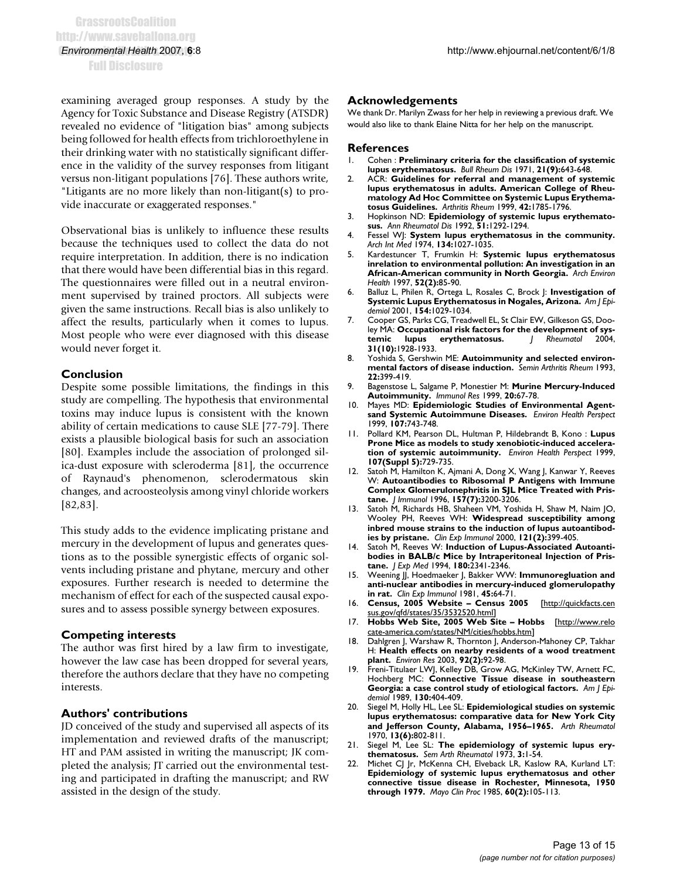examining averaged group responses. A study by the Agency for Toxic Substance and Disease Registry (ATSDR) revealed no evidence of "litigation bias" among subjects being followed for health effects from trichloroethylene in their drinking water with no statistically significant difference in the validity of the survey responses from litigant versus non-litigant populations [76]. These authors write, "Litigants are no more likely than non-litigant(s) to provide inaccurate or exaggerated responses."

Observational bias is unlikely to influence these results because the techniques used to collect the data do not require interpretation. In addition, there is no indication that there would have been differential bias in this regard. The questionnaires were filled out in a neutral environment supervised by trained proctors. All subjects were given the same instructions. Recall bias is also unlikely to affect the results, particularly when it comes to lupus. Most people who were ever diagnosed with this disease would never forget it.

## Conclusion

Despite some possible limitations, the findings in this study are compelling. The hypothesis that environmental toxins may induce lupus is consistent with the known ability of certain medications to cause SLE [77-79]. There exists a plausible biological basis for such an association [80]. Examples include the association of prolonged silica-dust exposure with scleroderma [81], the occurrence of Raynaud's phenomenon, sclerodermatous skin changes, and acroosteolysis among vinyl chloride workers [82,83].

This study adds to the evidence implicating pristane and mercury in the development of lupus and generates questions as to the possible synergistic effects of organic solvents including pristane and phytane, mercury and other exposures. Further research is needed to determine the mechanism of effect for each of the suspected causal exposures and to assess possible synergy between exposures.

## Competing interests

The author was first hired by a law firm to investigate, however the law case has been dropped for several years, therefore the authors declare that they have no competing interests.

## Authors' contributions

JD conceived of the study and supervised all aspects of its implementation and reviewed drafts of the manuscript; HT and PAM assisted in writing the manuscript; JK completed the analysis; JT carried out the environmental testing and participated in drafting the manuscript; and RW assisted in the design of the study.

## Acknowledgements

We thank Dr. Marilyn Zwass for her help in reviewing a previous draft. We would also like to thank Elaine Nitta for her help on the manuscript.

## References

1. Cohen : **Preliminary criteria for the classification of systemic lupus erythematosus.** *Bull Rheum Dis* 1971, **21(9):**643-648.
2. ACR: **Guidelines for referral and management of systemic lupus erythematosus in adults. American College of Rheumatology Ad Hoc Committee on Systemic Lupus Erythematosus Guidelines.** *Arthritis Rheum* 1999, **42:**1785-1796.
3. Hopkinson ND: **Epidemiology of systemic lupus erythematosus.** *Ann Rheumatol Dis* 1992, **51:**1292-1294.
4. Fessel WJ: **System lupus erythematosus in the community.** *Arch Int Med* 1974, **134:**1027-1035.
5. Kardestuncer T, Frumkin H: **Systemic lupus erythematosus inrelation to environmental pollution: An investigation in an African-American community in North Georgia.** *Arch Environ Health* 1997, **52(2):**85-90.
6. Balluz L, Philen R, Ortega L, Rosales C, Brock J: **Investigation of Systemic Lupus Erythematosus in Nogales, Arizona.** *Am J Epidemiol* 2001, **154:**1029-1034.
7. Cooper GS, Parks CG, Treadwell EL, St Clair EW, Gilkeson GS, Dooley MA: **Occupational risk factors for the development of systemic lupus erythematosus.** *J Rheumatol* 2004, **31(10):**1928-1933.
8. Yoshida S, Gershwin ME: **Autoimmunity and selected environmental factors of disease induction.** *Semin Arthritis Rheum* 1993, **22:**399-419.
9. Bagenstose L, Salgame P, Monestier M: **Murine Mercury-Induced Autoimmunity.** *Immunol Res* 1999, **20:**67-78.
10. Mayes MD: **Epidemiologic Studies of Environmental Agentsand Systemic Autoimmune Diseases.** *Environ Health Perspect* 1999, **107:**743-748.
11. Pollard KM, Pearson DL, Hultman P, Hildebrandt B, Kono : **Lupus Prone Mice as models to study xenobiotic-induced acceleration of systemic autoimmunity.** *Environ Health Perspect* 1999, **107(Suppl 5):**729-735.
12. Satoh M, Hamilton K, Ajmani A, Dong X, Wang J, Kanwar Y, Reeves W: **Autoantibodies to Ribosomal P Antigens with Immune Complex Glomerulonephritis in SJL Mice Treated with Pristane.** *J Immunol* 1996, **157(7):**3200-3206.
13. Satoh M, Richards HB, Shaheen VM, Yoshida H, Shaw M, Naim JO, Wooley PH, Reeves WH: **Widespread susceptibility among inbred mouse strains to the induction of lupus autoantibodies by pristane.** *Clin Exp Immunol* 2000, **121(2):**399-405.
14. Satoh M, Reeves W: **Induction of Lupus-Associated Autoantibodies in BALB/c Mice by Intraperitoneal Injection of Pristane.** *J Exp Med* 1994, **180:**2341-2346.
15. Weening JJ, Hoedmaeker J, Bakker WW: **Immunoregluation and anti-nuclear antibodies in mercury-induced glomerulopathy in rat.** *Clin Exp Immunol* 1981, **45:**64-71.
16. **Census, 2005 Website – Census 2005** [http://quickfacts.census.gov/qfd/states/35/3532520.html]
17. **Hobbs Web Site, 2005 Web Site – Hobbs** [http://www.relocate-america.com/states/NM/cities/hobbs.htm]
18. Dahlgren J, Warshaw R, Thornton J, Anderson-Mahoney CP, Takhar H: **Health effects on nearby residents of a wood treatment plant.** *Environ Res* 2003, **92(2):**92-98.
19. Freni-Titulaer LWJ, Kelley DB, Grow AG, McKinley TW, Arnett FC, Hochberg MC: **Connective Tissue disease in southeastern Georgia: a case control study of etiological factors.** *Am J Epidemiol* 1989, **130:**404-409.
20. Siegel M, Holly HL, Lee SL: **Epidemiological studies on systemic lupus erythematosus: comparative data for New York City and Jefferson County, Alabama, 1956–1965.** *Arth Rheumatol* 1970, **13(6):**802-811.
21. Siegel M, Lee SL: **The epidemiology of systemic lupus erythematosus.** *Sem Arth Rheumatol* 1973, **3:**1-54.
22. Michet CJ Jr, McKenna CH, Elveback LR, Kaslow RA, Kurland LT: **Epidemiology of systemic lupus erythematosus and other connective tissue disease in Rochester, Minnesota, 1950 through 1979.** *Mayo Clin Proc* 1985, **60(2):**105-113.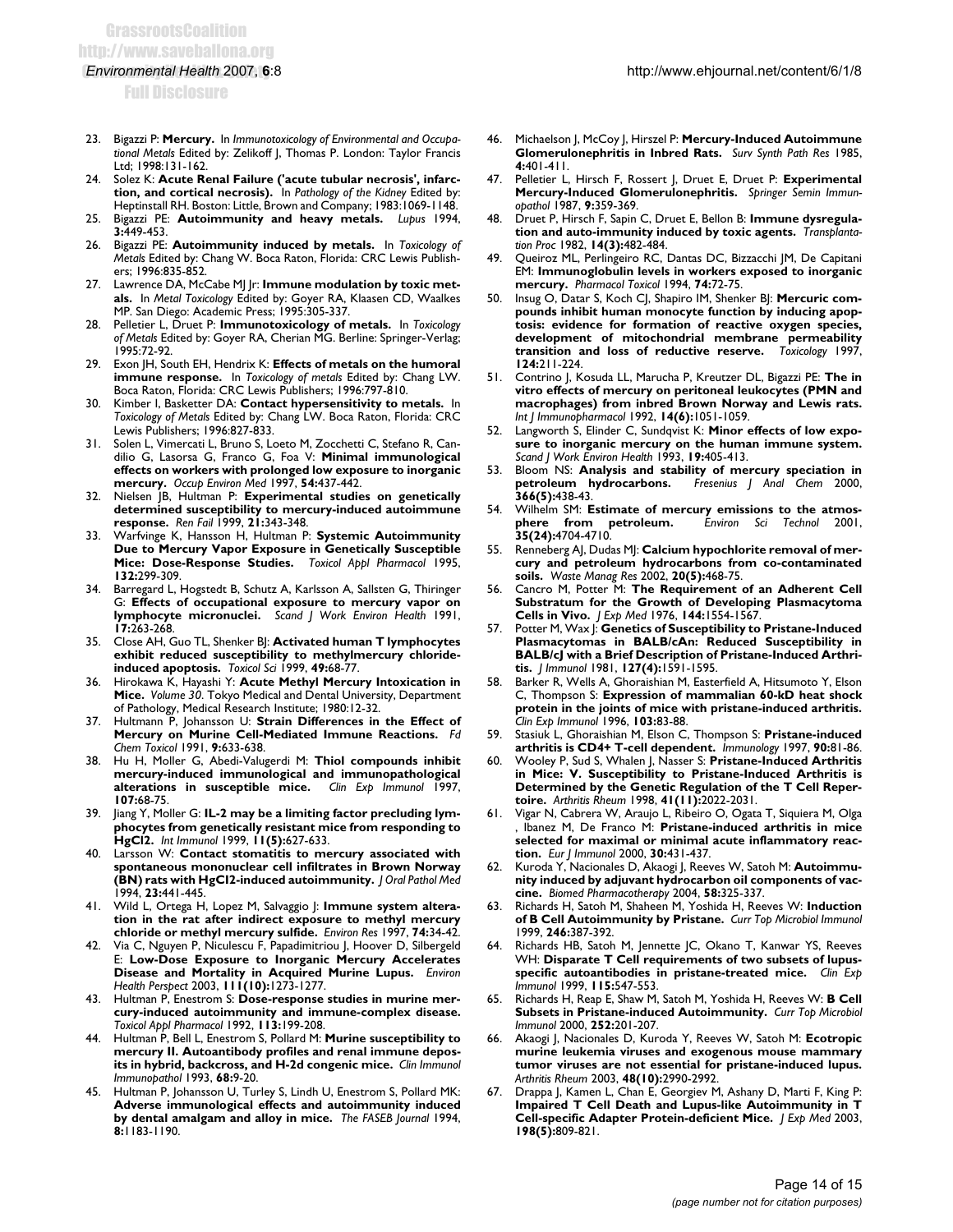23. Bigazzi P: **Mercury.** In *Immunotoxicology of Environmental and Occupational Metals* Edited by: Zelikoff J, Thomas P. London: Taylor Francis Ltd; 1998:131-162.
24. Solez K: **Acute Renal Failure ('acute tubular necrosis', infarction, and cortical necrosis).** In *Pathology of the Kidney* Edited by: Heptinstall RH. Boston: Little, Brown and Company; 1983:1069-1148.
25. Bigazzi PE: **Autoimmunity and heavy metals.** *Lupus* 1994, **3:**449-453.
26. Bigazzi PE: **Autoimmunity induced by metals.** In *Toxicology of Metals* Edited by: Chang W. Boca Raton, Florida: CRC Lewis Publishers; 1996:835-852.
27. Lawrence DA, McCabe MJ Jr: **Immune modulation by toxic metals.** In *Metal Toxicology* Edited by: Goyer RA, Klaassen CD, Waalkes MP. San Diego: Academic Press; 1995:305-337.
28. Pelletier L, Druet P: **Immunotoxicology of metals.** In *Toxicology of Metals* Edited by: Goyer RA, Cherian MG. Berline: Springer-Verlag; 1995:72-92.
29. Exon JH, South EH, Hendrix K: **Effects of metals on the humoral immune response.** In *Toxicology of metals* Edited by: Chang LW. Boca Raton, Florida: CRC Lewis Publishers; 1996:797-810.
30. Kimber I, Basketter DA: **Contact hypersensitivity to metals.** In *Toxicology of Metals* Edited by: Chang LW. Boca Raton, Florida: CRC Lewis Publishers; 1996:827-833.
31. Solen L, Vimercati L, Bruno S, Loeto M, Zocchetti C, Stefano R, Candilio G, Lasorsa G, Franco G, Foa V: **Minimal immunological effects on workers with prolonged low exposure to inorganic mercury.** *Occup Environ Med* 1997, **54:**437-442.
32. Nielsen JB, Hultman P: **Experimental studies on genetically determined susceptibility to mercury-induced autoimmune response.** *Ren Fail* 1999, **21:**343-348.
33. Warfvinge K, Hansson H, Hultman P: **Systemic Autoimmunity Due to Mercury Vapor Exposure in Genetically Susceptible Mice: Dose-Response Studies.** *Toxicol Appl Pharmacol* 1995, **132:**299-309.
34. Barregard L, Hogstedt B, Schutz A, Karlsson A, Sallsten G, Thiringer G: **Effects of occupational exposure to mercury vapor on lymphocyte micronuclei.** *Scand J Work Environ Health* 1991, **17:**263-268.
35. Close AH, Guo TL, Shenker BJ: **Activated human T lymphocytes exhibit reduced susceptibility to methylmercury chloride-induced apoptosis.** *Toxicol Sci* 1999, **49:**68-77.
36. Hirokawa K, Hayashi Y: **Acute Methyl Mercury Intoxication in Mice.** *Volume 30*. Tokyo Medical and Dental University, Department of Pathology, Medical Research Institute; 1980:12-32.
37. Hultmann P, Johansson U: **Strain Differences in the Effect of Mercury on Murine Cell-Mediated Immune Reactions.** *Fd Chem Toxicol* 1991, **9:**633-638.
38. Hu H, Moller G, Abedi-Valugerdi M: **Thiol compounds inhibit mercury-induced immunological and immunopathological alterations in susceptible mice.** *Clin Exp Immunol* 1997, **107:**68-75.
39. Jiang Y, Moller G: **IL-2 may be a limiting factor precluding lymphocytes from genetically resistant mice from responding to HgCl2.** *Int Immunol* 1999, **11(5):**627-633.
40. Larsson W: **Contact stomatitis to mercury associated with spontaneous mononuclear cell infiltrates in Brown Norway (BN) rats with HgCl2-induced autoimmunity.** *J Oral Pathol Med* 1994, **23:**441-445.
41. Wild L, Ortega H, Lopez M, Salvaggio J: **Immune system alteration in the rat after indirect exposure to methyl mercury chloride or methyl mercury sulfide.** *Environ Res* 1997, **74:**34-42.
42. Via C, Nguyen P, Niculescu F, Papadimitriou J, Hoover D, Silbergeld E: **Low-Dose Exposure to Inorganic Mercury Accelerates Disease and Mortality in Acquired Murine Lupus.** *Environ Health Perspect* 2003, **111(10):**1273-1277.
43. Hultman P, Enestrom S: **Dose-response studies in murine mercury-induced autoimmunity and immune-complex disease.** *Toxicol Appl Pharmacol* 1992, **113:**199-208.
44. Hultman P, Bell L, Enestrom S, Pollard M: **Murine susceptibility to mercury II. Autoantibody profiles and renal immune deposits in hybrid, backcross, and H-2d congenic mice.** *Clin Immunol Immunopathol* 1993, **68:**9-20.
45. Hultman P, Johansson U, Turley S, Lindh U, Enestrom S, Pollard MK: **Adverse immunological effects and autoimmunity induced by dental amalgam and alloy in mice.** *The FASEB Journal* 1994, **8:**1183-1190.
46. Michaelson J, McCoy J, Hirszel P: **Mercury-Induced Autoimmune Glomerulonephritis in Inbred Rats.** *Surv Synth Path Res* 1985, **4:**401-411.
47. Pelletier L, Hirsch F, Rossert J, Druet E, Druet P: **Experimental Mercury-Induced Glomerulonephritis.** *Springer Semin Immunopathol* 1987, **9:**359-369.
48. Druet P, Hirsch F, Sapin C, Druet E, Bellon B: **Immune dysregulation and auto-immunity induced by toxic agents.** *Transplantation Proc* 1982, **14(3):**482-484.
49. Queiroz ML, Perlingeiro RC, Dantas DC, Bizzacchi JM, De Capitani EM: **Immunoglobulin levels in workers exposed to inorganic mercury.** *Pharmacol Toxicol* 1994, **74:**72-75.
50. Insug O, Datar S, Koch CJ, Shapiro IM, Shenker BJ: **Mercuric compounds inhibit human monocyte function by inducing apoptosis: evidence for formation of reactive oxygen species, development of mitochondrial membrane permeability transition and loss of reductive reserve.** *Toxicology* 1997, **124:**211-224.
51. Contrino J, Kosuda LL, Marucha P, Kreutzer DL, Bigazzi PE: **The in vitro effects of mercury on peritoneal leukocytes (PMN and macrophages) from inbred Brown Norway and Lewis rats.** *Int J Immunopharmacol* 1992, **14(6):**1051-1059.
52. Langworth S, Elinder C, Sundqvist K: **Minor effects of low exposure to inorganic mercury on the human immune system.** *Scand J Work Environ Health* 1993, **19:**405-413.
53. Bloom NS: **Analysis and stability of mercury speciation in petroleum hydrocarbons.** *Fresenius J Anal Chem* 2000, **366(5):**438-43.
54. Wilhelm SM: **Estimate of mercury emissions to the atmosphere from petroleum.** *Environ Sci Technol* 2001, **35(24):**4704-4710.
55. Renneberg AJ, Dudas MJ: **Calcium hypochlorite removal of mercury and petroleum hydrocarbons from co-contaminated soils.** *Waste Manag Res* 2002, **20(5):**468-75.
56. Cancro M, Potter M: **The Requirement of an Adherent Cell Substratum for the Growth of Developing Plasmacytoma Cells in Vivo.** *J Exp Med* 1976, **144:**1554-1567.
57. Potter M, Wax J: **Genetics of Susceptibility to Pristane-Induced Plasmacytomas in BALB/cAn: Reduced Susceptibility in BALB/cJ with a Brief Description of Pristane-Induced Arthritis.** *J Immunol* 1981, **127(4):**1591-1595.
58. Barker R, Wells A, Ghoraishian M, Easterfield A, Hitsumoto Y, Elson C, Thompson S: **Expression of mammalian 60-kD heat shock protein in the joints of mice with pristane-induced arthritis.** *Clin Exp Immunol* 1996, **103:**83-88.
59. Stasiuk L, Ghoraishian M, Elson C, Thompson S: **Pristane-induced arthritis is CD4+ T-cell dependent.** *Immunology* 1997, **90:**81-86.
60. Wooley P, Sud S, Whalen J, Nasser S: **Pristane-Induced Arthritis in Mice: V. Susceptibility to Pristane-Induced Arthritis is Determined by the Genetic Regulation of the T Cell Repertoire.** *Arthritis Rheum* 1998, **41(11):**2022-2031.
61. Vigar N, Cabrera W, Araujo L, Ribeiro O, Ogata T, Siquiera M, Olga , Ibanez M, De Franco M: **Pristane-induced arthritis in mice selected for maximal or minimal acute inflammatory reaction.** *Eur J Immunol* 2000, **30:**431-437.
62. Kuroda Y, Nacionales D, Akaogi J, Reeves W, Satoh M: **Autoimmunity induced by adjuvant hydrocarbon oil components of vaccine.** *Biomed Pharmacotherapy* 2004, **58:**325-337.
63. Richards H, Satoh M, Shaheen M, Yoshida H, Reeves W: **Induction of B Cell Autoimmunity by Pristane.** *Curr Top Microbiol Immunol* 1999, **246:**387-392.
64. Richards HB, Satoh M, Jennette JC, Okano T, Kanwar YS, Reeves WH: **Disparate T Cell requirements of two subsets of lupus-specific autoantibodies in pristane-treated mice.** *Clin Exp Immunol* 1999, **115:**547-553.
65. Richards H, Reap E, Shaw M, Satoh M, Yoshida H, Reeves W: **B Cell Subsets in Pristane-induced Autoimmunity.** *Curr Top Microbiol Immunol* 2000, **252:**201-207.
66. Akaogi J, Nacionales D, Kuroda Y, Reeves W, Satoh M: **Ecotropic murine leukemia viruses and exogenous mouse mammary tumor viruses are not essential for pristane-induced lupus.** *Arthritis Rheum* 2003, **48(10):**2990-2992.
67. Drappa J, Kamen L, Chan E, Georgiev M, Ashany D, Marti F, King P: **Impaired T Cell Death and Lupus-like Autoimmunity in T Cell-specific Adapter Protein-deficient Mice.** *J Exp Med* 2003, **198(5):**809-821.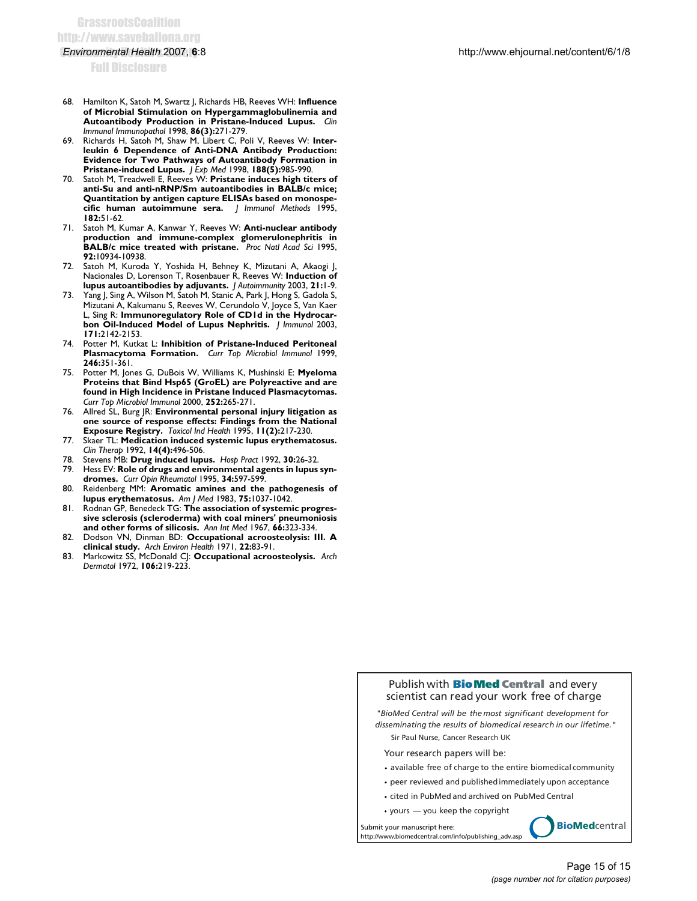68. Hamilton K, Satoh M, Swartz J, Richards HB, Reeves WH: **Influence of Microbial Stimulation on Hypergammaglobulinemia and Autoantibody Production in Pristane-Induced Lupus.** *Clin Immunol Immunopathol* 1998, **86(3):**271-279.
69. Richards H, Satoh M, Shaw M, Libert C, Poli V, Reeves W: **Interleukin 6 Dependence of Anti-DNA Antibody Production: Evidence for Two Pathways of Autoantibody Formation in Pristane-induced Lupus.** *J Exp Med* 1998, **188(5):**985-990.
70. Satoh M, Treadwell E, Reeves W: **Pristane induces high titers of anti-Su and anti-nRNP/Sm autoantibodies in BALB/c mice; Quantitation by antigen capture ELISAs based on monospecific human autoimmune sera.** *J Immunol Methods* 1995, **182:**51-62.
71. Satoh M, Kumar A, Kanwar Y, Reeves W: **Anti-nuclear antibody production and immune-complex glomerulonephritis in BALB/c mice treated with pristane.** *Proc Natl Acad Sci* 1995, **92:**10934-10938.
72. Satoh M, Kuroda Y, Yoshida H, Behney K, Mizutani A, Akaogi J, Nacionales D, Lorenson T, Rosenbauer R, Reeves W: **Induction of lupus autoantibodies by adjuvants.** *J Autoimmunity* 2003, **21:**1-9.
73. Yang J, Sing A, Wilson M, Satoh M, Stanic A, Park J, Hong S, Gadola S, Mizutani A, Kakumanu S, Reeves W, Cerundolo V, Joyce S, Van Kaer L, Sing R: **Immunoregulatory Role of CD1d in the Hydrocarbon Oil-Induced Model of Lupus Nephritis.** *J Immunol* 2003, **171:**2142-2153.
74. Potter M, Kutkat L: **Inhibition of Pristane-Induced Peritoneal Plasmacytoma Formation.** *Curr Top Microbiol Immunol* 1999, **246:**351-361.
75. Potter M, Jones G, DuBois W, Williams K, Mushinski E: **Myeloma Proteins that Bind Hsp65 (GroEL) are Polyreactive and are found in High Incidence in Pristane Induced Plasmacytomas.** *Curr Top Microbiol Immunol* 2000, **252:**265-271.
76. Allred SL, Burg JR: **Environmental personal injury litigation as one source of response effects: Findings from the National Exposure Registry.** *Toxicol Ind Health* 1995, **11(2):**217-230.
77. Skaer TL: **Medication induced systemic lupus erythematosus.** *Clin Therap* 1992, **14(4):**496-506.
78. Stevens MB: **Drug induced lupus.** *Hosp Pract* 1992, **30:**26-32.
79. Hess EV: **Role of drugs and environmental agents in lupus syndromes.** *Curr Opin Rheumatol* 1995, **34:**597-599.
80. Reidenberg MM: **Aromatic amines and the pathogenesis of lupus erythematosus.** *Am J Med* 1983, **75:**1037-1042.
81. Rodnan GP, Benedeck TG: **The association of systemic progressive sclerosis (scleroderma) with coal miners' pneumoniosis and other forms of silicosis.** *Ann Int Med* 1967, **66:**323-334.
82. Dodson VN, Dinman BD: **Occupational acroosteolysis: III. A clinical study.** *Arch Environ Health* 1971, **22:**83-91.
83. Markowitz SS, McDonald CJ: **Occupational acroosteolysis.** *Arch Dermatol* 1972, **106:**219-223.

Publish with **BioMed Central** and every scientist can read your work free of charge

*"BioMed Central will be the most significant development for disseminating the results of biomedical research in our lifetime."*

Sir Paul Nurse, Cancer Research UK

Your research papers will be:

- available free of charge to the entire biomedical community
- peer reviewed and published immediately upon acceptance
- cited in PubMed and archived on PubMed Central
- yours — you keep the copyright

Submit your manuscript here:
http://www.biomedcentral.com/info/publishing_adv.asp

**BioMed**central